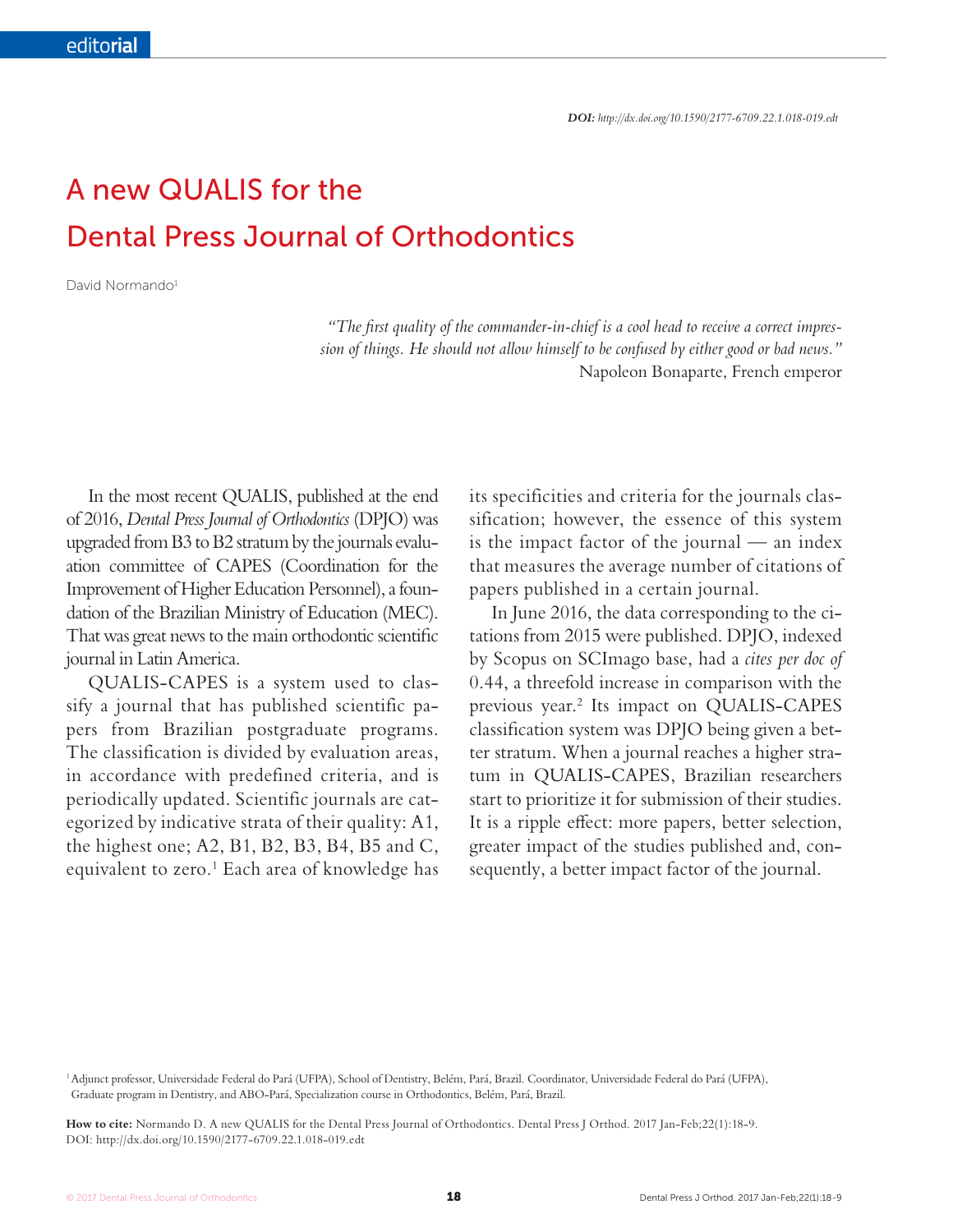editorial

*DOI: http://dx.doi.org/10.1590/2177-6709.22.1.018-019.edt*

# A new QUALIS for the Dental Press Journal of Orthodontics

David Normando[1]

> *"The first quality of the commander-in-chief is a cool head to receive a correct impression of things. He should not allow himself to be confused by either good or bad news."*
> Napoleon Bonaparte, French emperor

In the most recent QUALIS, published at the end of 2016, *Dental Press Journal of Orthodontics* (DPJO) was upgraded from B3 to B2 stratum by the journals evaluation committee of CAPES (Coordination for the Improvement of Higher Education Personnel), a foundation of the Brazilian Ministry of Education (MEC). That was great news to the main orthodontic scientific journal in Latin America.

QUALIS-CAPES is a system used to classify a journal that has published scientific papers from Brazilian postgraduate programs. The classification is divided by evaluation areas, in accordance with predefined criteria, and is periodically updated. Scientific journals are categorized by indicative strata of their quality: A1, the highest one; A2, B1, B2, B3, B4, B5 and C, equivalent to zero.[1] Each area of knowledge has its specificities and criteria for the journals classification; however, the essence of this system is the impact factor of the journal — an index that measures the average number of citations of papers published in a certain journal.

In June 2016, the data corresponding to the citations from 2015 were published. DPJO, indexed by Scopus on SCImago base, had a *cites per doc of* 0.44, a threefold increase in comparison with the previous year.[2] Its impact on QUALIS-CAPES classification system was DPJO being given a better stratum. When a journal reaches a higher stratum in QUALIS-CAPES, Brazilian researchers start to prioritize it for submission of their studies. It is a ripple effect: more papers, better selection, greater impact of the studies published and, consequently, a better impact factor of the journal.

[1] Adjunct professor, Universidade Federal do Pará (UFPA), School of Dentistry, Belém, Pará, Brazil. Coordinator, Universidade Federal do Pará (UFPA), Graduate program in Dentistry, and ABO-Pará, Specialization course in Orthodontics, Belém, Pará, Brazil.

**How to cite:** Normando D. A new QUALIS for the Dental Press Journal of Orthodontics. Dental Press J Orthod. 2017 Jan-Feb;22(1):18-9. DOI: http://dx.doi.org/10.1590/2177-6709.22.1.018-019.edt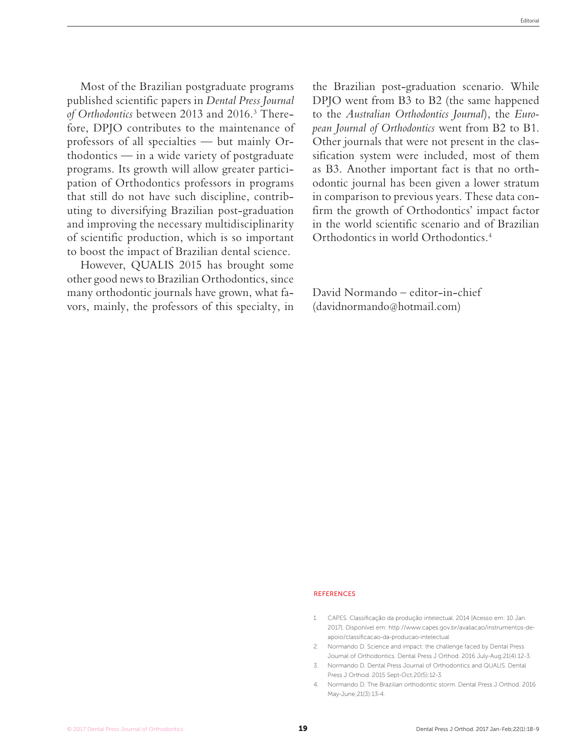Most of the Brazilian postgraduate programs published scientific papers in *Dental Press Journal of Orthodontics* between 2013 and 2016.[3] Therefore, DPJO contributes to the maintenance of professors of all specialties — but mainly Orthodontics — in a wide variety of postgraduate programs. Its growth will allow greater participation of Orthodontics professors in programs that still do not have such discipline, contributing to diversifying Brazilian post-graduation and improving the necessary multidisciplinarity of scientific production, which is so important to boost the impact of Brazilian dental science.

However, QUALIS 2015 has brought some other good news to Brazilian Orthodontics, since many orthodontic journals have grown, what favors, mainly, the professors of this specialty, in the Brazilian post-graduation scenario. While DPJO went from B3 to B2 (the same happened to the *Australian Orthodontics Journal*), the *European Journal of Orthodontics* went from B2 to B1. Other journals that were not present in the classification system were included, most of them as B3. Another important fact is that no orthodontic journal has been given a lower stratum in comparison to previous years. These data confirm the growth of Orthodontics' impact factor in the world scientific scenario and of Brazilian Orthodontics in world Orthodontics.[4]

David Normando – editor-in-chief
(davidnormando@hotmail.com)

## REFERENCES

1. CAPES. Classificação da produção intelectual. 2014 [Acesso em: 10 Jan. 2017]. Disponível em: http://www.capes.gov.br/avaliacao/instrumentos-de-apoio/classificacao-da-producao-intelectual
2. Normando D. Science and impact: the challenge faced by Dental Press Journal of Orthodontics. Dental Press J Orthod. 2016 July-Aug;21(4):12-3.
3. Normando D. Dental Press Journal of Orthodontics and QUALIS. Dental Press J Orthod. 2015 Sept-Oct;20(5):12-3.
4. Normando D. The Brazilian orthodontic storm. Dental Press J Orthod. 2016 May-June;21(3):13-4.